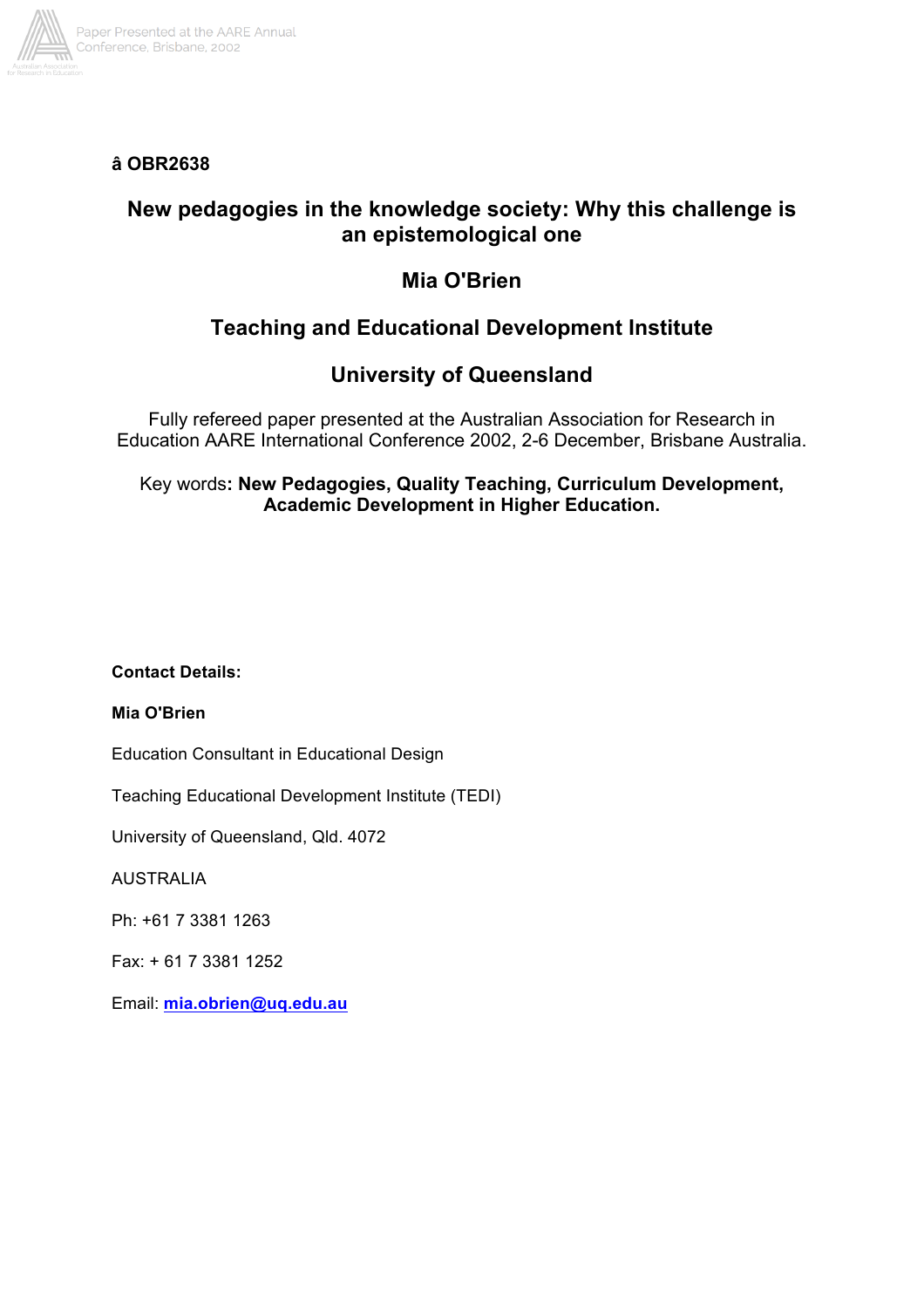**â OBR2638**

# New pedagogies in the knowledge society: Why this challenge is an epistemological one

## Mia O'Brien

## Teaching and Educational Development Institute

## University of Queensland

Fully refereed paper presented at the Australian Association for Research in Education AARE International Conference 2002, 2-6 December, Brisbane Australia.

Key words**: New Pedagogies, Quality Teaching, Curriculum Development, Academic Development in Higher Education.**

**Contact Details:**

**Mia O'Brien**

Education Consultant in Educational Design

Teaching Educational Development Institute (TEDI)

University of Queensland, Qld. 4072

AUSTRALIA

Ph: +61 7 3381 1263

Fax: + 61 7 3381 1252

Email: **mia.obrien@uq.edu.au**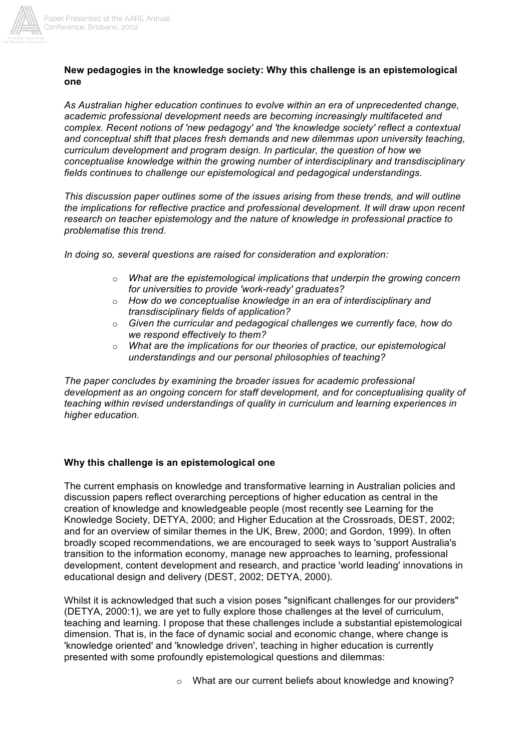**New pedagogies in the knowledge society: Why this challenge is an epistemological one**

*As Australian higher education continues to evolve within an era of unprecedented change, academic professional development needs are becoming increasingly multifaceted and complex. Recent notions of 'new pedagogy' and 'the knowledge society' reflect a contextual and conceptual shift that places fresh demands and new dilemmas upon university teaching, curriculum development and program design. In particular, the question of how we conceptualise knowledge within the growing number of interdisciplinary and transdisciplinary fields continues to challenge our epistemological and pedagogical understandings.*

*This discussion paper outlines some of the issues arising from these trends, and will outline the implications for reflective practice and professional development. It will draw upon recent research on teacher epistemology and the nature of knowledge in professional practice to problematise this trend.*

*In doing so, several questions are raised for consideration and exploration:*

- *What are the epistemological implications that underpin the growing concern for universities to provide 'work-ready' graduates?*
- *How do we conceptualise knowledge in an era of interdisciplinary and transdisciplinary fields of application?*
- *Given the curricular and pedagogical challenges we currently face, how do we respond effectively to them?*
- *What are the implications for our theories of practice, our epistemological understandings and our personal philosophies of teaching?*

*The paper concludes by examining the broader issues for academic professional development as an ongoing concern for staff development, and for conceptualising quality of teaching within revised understandings of quality in curriculum and learning experiences in higher education.*

**Why this challenge is an epistemological one**

The current emphasis on knowledge and transformative learning in Australian policies and discussion papers reflect overarching perceptions of higher education as central in the creation of knowledge and knowledgeable people (most recently see Learning for the Knowledge Society, DETYA, 2000; and Higher Education at the Crossroads, DEST, 2002; and for an overview of similar themes in the UK, Brew, 2000; and Gordon, 1999). In often broadly scoped recommendations, we are encouraged to seek ways to 'support Australia's transition to the information economy, manage new approaches to learning, professional development, content development and research, and practice 'world leading' innovations in educational design and delivery (DEST, 2002; DETYA, 2000).

Whilst it is acknowledged that such a vision poses "significant challenges for our providers" (DETYA, 2000:1), we are yet to fully explore those challenges at the level of curriculum, teaching and learning. I propose that these challenges include a substantial epistemological dimension. That is, in the face of dynamic social and economic change, where change is 'knowledge oriented' and 'knowledge driven', teaching in higher education is currently presented with some profoundly epistemological questions and dilemmas:

- What are our current beliefs about knowledge and knowing?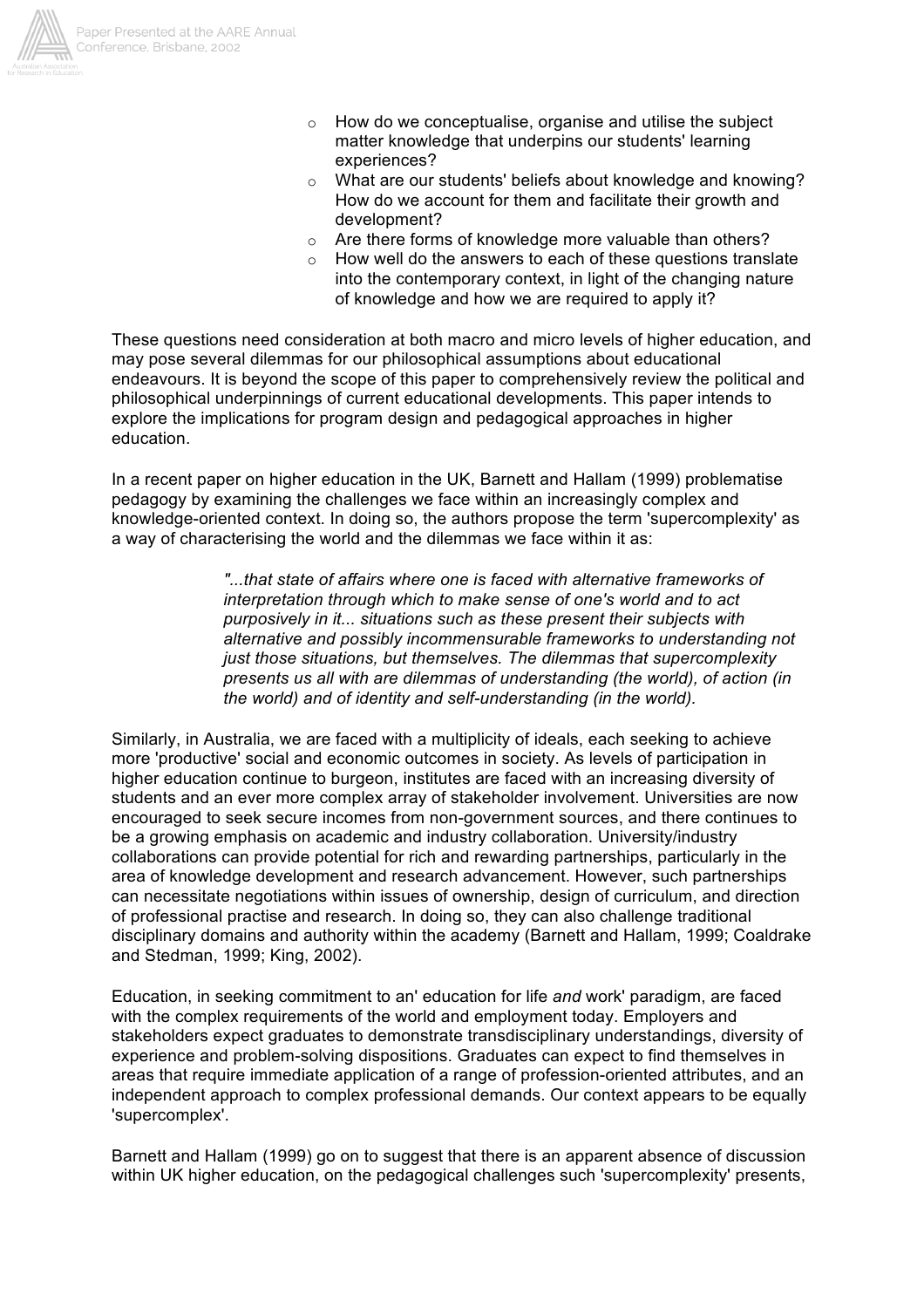- How do we conceptualise, organise and utilise the subject matter knowledge that underpins our students' learning experiences?
- What are our students' beliefs about knowledge and knowing? How do we account for them and facilitate their growth and development?
- Are there forms of knowledge more valuable than others?
- How well do the answers to each of these questions translate into the contemporary context, in light of the changing nature of knowledge and how we are required to apply it?

These questions need consideration at both macro and micro levels of higher education, and may pose several dilemmas for our philosophical assumptions about educational endeavours. It is beyond the scope of this paper to comprehensively review the political and philosophical underpinnings of current educational developments. This paper intends to explore the implications for program design and pedagogical approaches in higher education.

In a recent paper on higher education in the UK, Barnett and Hallam (1999) problematise pedagogy by examining the challenges we face within an increasingly complex and knowledge-oriented context. In doing so, the authors propose the term 'supercomplexity' as a way of characterising the world and the dilemmas we face within it as:

> *"...that state of affairs where one is faced with alternative frameworks of interpretation through which to make sense of one's world and to act purposively in it... situations such as these present their subjects with alternative and possibly incommensurable frameworks to understanding not just those situations, but themselves. The dilemmas that supercomplexity presents us all with are dilemmas of understanding (the world), of action (in the world) and of identity and self-understanding (in the world).*

Similarly, in Australia, we are faced with a multiplicity of ideals, each seeking to achieve more 'productive' social and economic outcomes in society. As levels of participation in higher education continue to burgeon, institutes are faced with an increasing diversity of students and an ever more complex array of stakeholder involvement. Universities are now encouraged to seek secure incomes from non-government sources, and there continues to be a growing emphasis on academic and industry collaboration. University/industry collaborations can provide potential for rich and rewarding partnerships, particularly in the area of knowledge development and research advancement. However, such partnerships can necessitate negotiations within issues of ownership, design of curriculum, and direction of professional practise and research. In doing so, they can also challenge traditional disciplinary domains and authority within the academy (Barnett and Hallam, 1999; Coaldrake and Stedman, 1999; King, 2002).

Education, in seeking commitment to an' education for life *and* work' paradigm, are faced with the complex requirements of the world and employment today. Employers and stakeholders expect graduates to demonstrate transdisciplinary understandings, diversity of experience and problem-solving dispositions. Graduates can expect to find themselves in areas that require immediate application of a range of profession-oriented attributes, and an independent approach to complex professional demands. Our context appears to be equally 'supercomplex'.

Barnett and Hallam (1999) go on to suggest that there is an apparent absence of discussion within UK higher education, on the pedagogical challenges such 'supercomplexity' presents,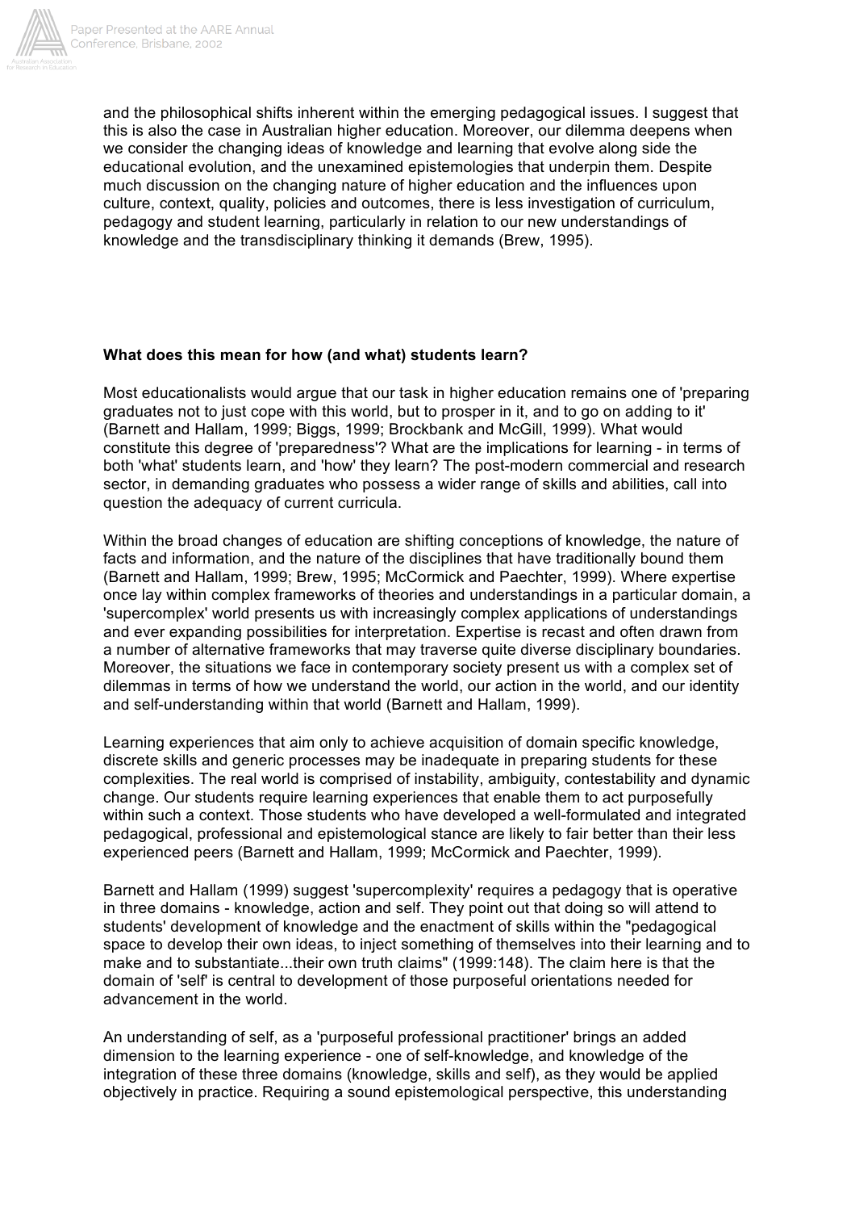and the philosophical shifts inherent within the emerging pedagogical issues. I suggest that this is also the case in Australian higher education. Moreover, our dilemma deepens when we consider the changing ideas of knowledge and learning that evolve along side the educational evolution, and the unexamined epistemologies that underpin them. Despite much discussion on the changing nature of higher education and the influences upon culture, context, quality, policies and outcomes, there is less investigation of curriculum, pedagogy and student learning, particularly in relation to our new understandings of knowledge and the transdisciplinary thinking it demands (Brew, 1995).

**What does this mean for how (and what) students learn?**

Most educationalists would argue that our task in higher education remains one of 'preparing graduates not to just cope with this world, but to prosper in it, and to go on adding to it' (Barnett and Hallam, 1999; Biggs, 1999; Brockbank and McGill, 1999). What would constitute this degree of 'preparedness'? What are the implications for learning - in terms of both 'what' students learn, and 'how' they learn? The post-modern commercial and research sector, in demanding graduates who possess a wider range of skills and abilities, call into question the adequacy of current curricula.

Within the broad changes of education are shifting conceptions of knowledge, the nature of facts and information, and the nature of the disciplines that have traditionally bound them (Barnett and Hallam, 1999; Brew, 1995; McCormick and Paechter, 1999). Where expertise once lay within complex frameworks of theories and understandings in a particular domain, a 'supercomplex' world presents us with increasingly complex applications of understandings and ever expanding possibilities for interpretation. Expertise is recast and often drawn from a number of alternative frameworks that may traverse quite diverse disciplinary boundaries. Moreover, the situations we face in contemporary society present us with a complex set of dilemmas in terms of how we understand the world, our action in the world, and our identity and self-understanding within that world (Barnett and Hallam, 1999).

Learning experiences that aim only to achieve acquisition of domain specific knowledge, discrete skills and generic processes may be inadequate in preparing students for these complexities. The real world is comprised of instability, ambiguity, contestability and dynamic change. Our students require learning experiences that enable them to act purposefully within such a context. Those students who have developed a well-formulated and integrated pedagogical, professional and epistemological stance are likely to fair better than their less experienced peers (Barnett and Hallam, 1999; McCormick and Paechter, 1999).

Barnett and Hallam (1999) suggest 'supercomplexity' requires a pedagogy that is operative in three domains - knowledge, action and self. They point out that doing so will attend to students' development of knowledge and the enactment of skills within the "pedagogical space to develop their own ideas, to inject something of themselves into their learning and to make and to substantiate...their own truth claims" (1999:148). The claim here is that the domain of 'self' is central to development of those purposeful orientations needed for advancement in the world.

An understanding of self, as a 'purposeful professional practitioner' brings an added dimension to the learning experience - one of self-knowledge, and knowledge of the integration of these three domains (knowledge, skills and self), as they would be applied objectively in practice. Requiring a sound epistemological perspective, this understanding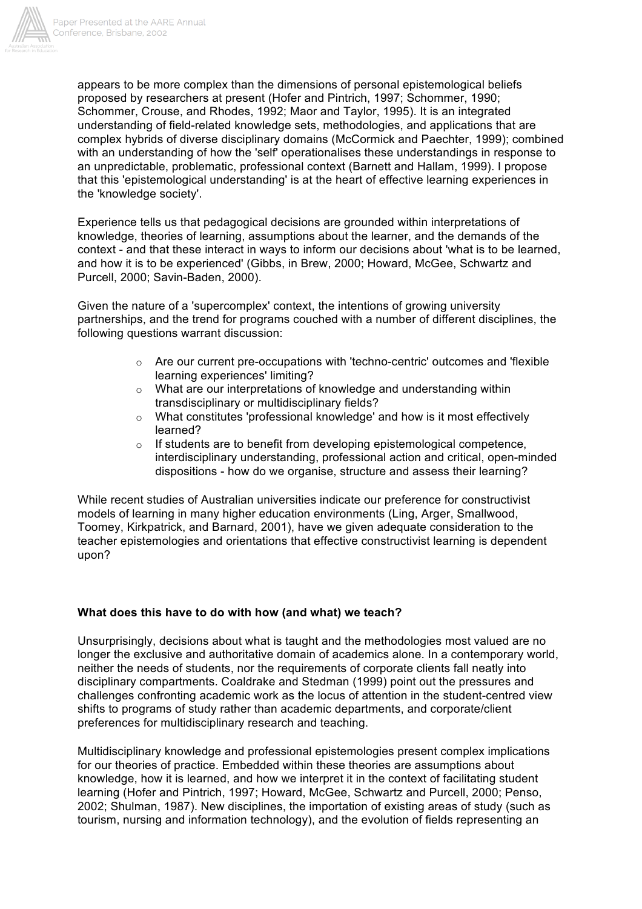appears to be more complex than the dimensions of personal epistemological beliefs proposed by researchers at present (Hofer and Pintrich, 1997; Schommer, 1990; Schommer, Crouse, and Rhodes, 1992; Maor and Taylor, 1995). It is an integrated understanding of field-related knowledge sets, methodologies, and applications that are complex hybrids of diverse disciplinary domains (McCormick and Paechter, 1999); combined with an understanding of how the 'self' operationalises these understandings in response to an unpredictable, problematic, professional context (Barnett and Hallam, 1999). I propose that this 'epistemological understanding' is at the heart of effective learning experiences in the 'knowledge society'.

Experience tells us that pedagogical decisions are grounded within interpretations of knowledge, theories of learning, assumptions about the learner, and the demands of the context - and that these interact in ways to inform our decisions about 'what is to be learned, and how it is to be experienced' (Gibbs, in Brew, 2000; Howard, McGee, Schwartz and Purcell, 2000; Savin-Baden, 2000).

Given the nature of a 'supercomplex' context, the intentions of growing university partnerships, and the trend for programs couched with a number of different disciplines, the following questions warrant discussion:

- Are our current pre-occupations with 'techno-centric' outcomes and 'flexible learning experiences' limiting?
- What are our interpretations of knowledge and understanding within transdisciplinary or multidisciplinary fields?
- What constitutes 'professional knowledge' and how is it most effectively learned?
- If students are to benefit from developing epistemological competence, interdisciplinary understanding, professional action and critical, open-minded dispositions - how do we organise, structure and assess their learning?

While recent studies of Australian universities indicate our preference for constructivist models of learning in many higher education environments (Ling, Arger, Smallwood, Toomey, Kirkpatrick, and Barnard, 2001), have we given adequate consideration to the teacher epistemologies and orientations that effective constructivist learning is dependent upon?

**What does this have to do with how (and what) we teach?**

Unsurprisingly, decisions about what is taught and the methodologies most valued are no longer the exclusive and authoritative domain of academics alone. In a contemporary world, neither the needs of students, nor the requirements of corporate clients fall neatly into disciplinary compartments. Coaldrake and Stedman (1999) point out the pressures and challenges confronting academic work as the locus of attention in the student-centred view shifts to programs of study rather than academic departments, and corporate/client preferences for multidisciplinary research and teaching.

Multidisciplinary knowledge and professional epistemologies present complex implications for our theories of practice. Embedded within these theories are assumptions about knowledge, how it is learned, and how we interpret it in the context of facilitating student learning (Hofer and Pintrich, 1997; Howard, McGee, Schwartz and Purcell, 2000; Penso, 2002; Shulman, 1987). New disciplines, the importation of existing areas of study (such as tourism, nursing and information technology), and the evolution of fields representing an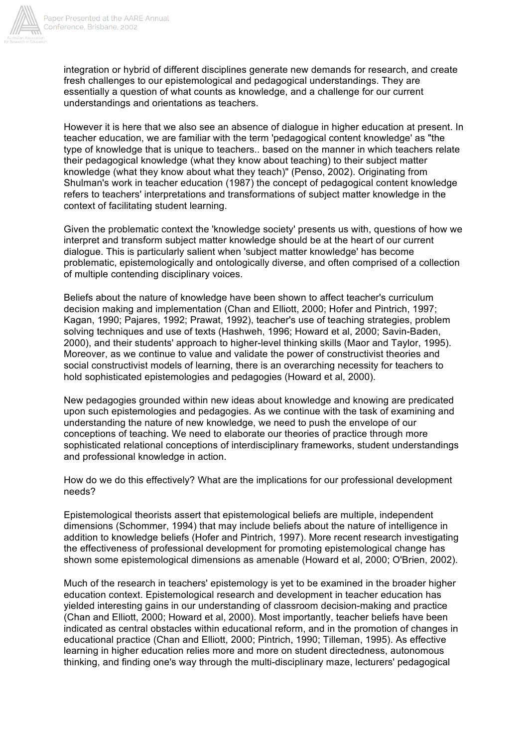integration or hybrid of different disciplines generate new demands for research, and create fresh challenges to our epistemological and pedagogical understandings. They are essentially a question of what counts as knowledge, and a challenge for our current understandings and orientations as teachers.

However it is here that we also see an absence of dialogue in higher education at present. In teacher education, we are familiar with the term 'pedagogical content knowledge' as "the type of knowledge that is unique to teachers.. based on the manner in which teachers relate their pedagogical knowledge (what they know about teaching) to their subject matter knowledge (what they know about what they teach)" (Penso, 2002). Originating from Shulman's work in teacher education (1987) the concept of pedagogical content knowledge refers to teachers' interpretations and transformations of subject matter knowledge in the context of facilitating student learning.

Given the problematic context the 'knowledge society' presents us with, questions of how we interpret and transform subject matter knowledge should be at the heart of our current dialogue. This is particularly salient when 'subject matter knowledge' has become problematic, epistemologically and ontologically diverse, and often comprised of a collection of multiple contending disciplinary voices.

Beliefs about the nature of knowledge have been shown to affect teacher's curriculum decision making and implementation (Chan and Elliott, 2000; Hofer and Pintrich, 1997; Kagan, 1990; Pajares, 1992; Prawat, 1992), teacher's use of teaching strategies, problem solving techniques and use of texts (Hashweh, 1996; Howard et al, 2000; Savin-Baden, 2000), and their students' approach to higher-level thinking skills (Maor and Taylor, 1995). Moreover, as we continue to value and validate the power of constructivist theories and social constructivist models of learning, there is an overarching necessity for teachers to hold sophisticated epistemologies and pedagogies (Howard et al, 2000).

New pedagogies grounded within new ideas about knowledge and knowing are predicated upon such epistemologies and pedagogies. As we continue with the task of examining and understanding the nature of new knowledge, we need to push the envelope of our conceptions of teaching. We need to elaborate our theories of practice through more sophisticated relational conceptions of interdisciplinary frameworks, student understandings and professional knowledge in action.

How do we do this effectively? What are the implications for our professional development needs?

Epistemological theorists assert that epistemological beliefs are multiple, independent dimensions (Schommer, 1994) that may include beliefs about the nature of intelligence in addition to knowledge beliefs (Hofer and Pintrich, 1997). More recent research investigating the effectiveness of professional development for promoting epistemological change has shown some epistemological dimensions as amenable (Howard et al, 2000; O'Brien, 2002).

Much of the research in teachers' epistemology is yet to be examined in the broader higher education context. Epistemological research and development in teacher education has yielded interesting gains in our understanding of classroom decision-making and practice (Chan and Elliott, 2000; Howard et al, 2000). Most importantly, teacher beliefs have been indicated as central obstacles within educational reform, and in the promotion of changes in educational practice (Chan and Elliott, 2000; Pintrich, 1990; Tilleman, 1995). As effective learning in higher education relies more and more on student directedness, autonomous thinking, and finding one's way through the multi-disciplinary maze, lecturers' pedagogical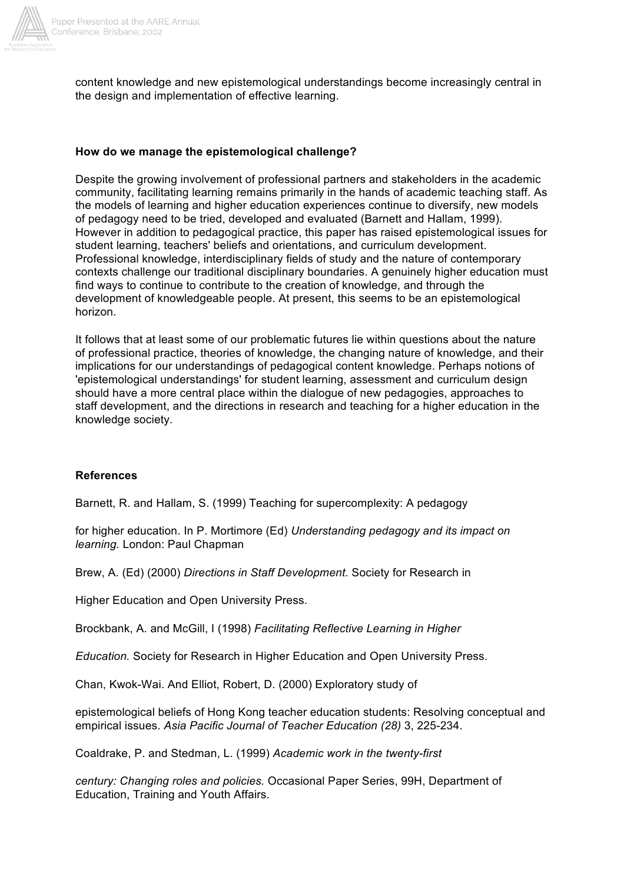content knowledge and new epistemological understandings become increasingly central in the design and implementation of effective learning.

**How do we manage the epistemological challenge?**

Despite the growing involvement of professional partners and stakeholders in the academic community, facilitating learning remains primarily in the hands of academic teaching staff. As the models of learning and higher education experiences continue to diversify, new models of pedagogy need to be tried, developed and evaluated (Barnett and Hallam, 1999). However in addition to pedagogical practice, this paper has raised epistemological issues for student learning, teachers' beliefs and orientations, and curriculum development. Professional knowledge, interdisciplinary fields of study and the nature of contemporary contexts challenge our traditional disciplinary boundaries. A genuinely higher education must find ways to continue to contribute to the creation of knowledge, and through the development of knowledgeable people. At present, this seems to be an epistemological horizon.

It follows that at least some of our problematic futures lie within questions about the nature of professional practice, theories of knowledge, the changing nature of knowledge, and their implications for our understandings of pedagogical content knowledge. Perhaps notions of 'epistemological understandings' for student learning, assessment and curriculum design should have a more central place within the dialogue of new pedagogies, approaches to staff development, and the directions in research and teaching for a higher education in the knowledge society.

**References**

Barnett, R. and Hallam, S. (1999) Teaching for supercomplexity: A pedagogy for higher education. In P. Mortimore (Ed) *Understanding pedagogy and its impact on learning.* London: Paul Chapman

Brew, A. (Ed) (2000) *Directions in Staff Development.* Society for Research in Higher Education and Open University Press.

Brockbank, A. and McGill, I (1998) *Facilitating Reflective Learning in Higher Education.* Society for Research in Higher Education and Open University Press.

Chan, Kwok-Wai. And Elliot, Robert, D. (2000) Exploratory study of epistemological beliefs of Hong Kong teacher education students: Resolving conceptual and empirical issues. *Asia Pacific Journal of Teacher Education (28)* 3, 225-234.

Coaldrake, P. and Stedman, L. (1999) *Academic work in the twenty-first century: Changing roles and policies.* Occasional Paper Series, 99H, Department of Education, Training and Youth Affairs.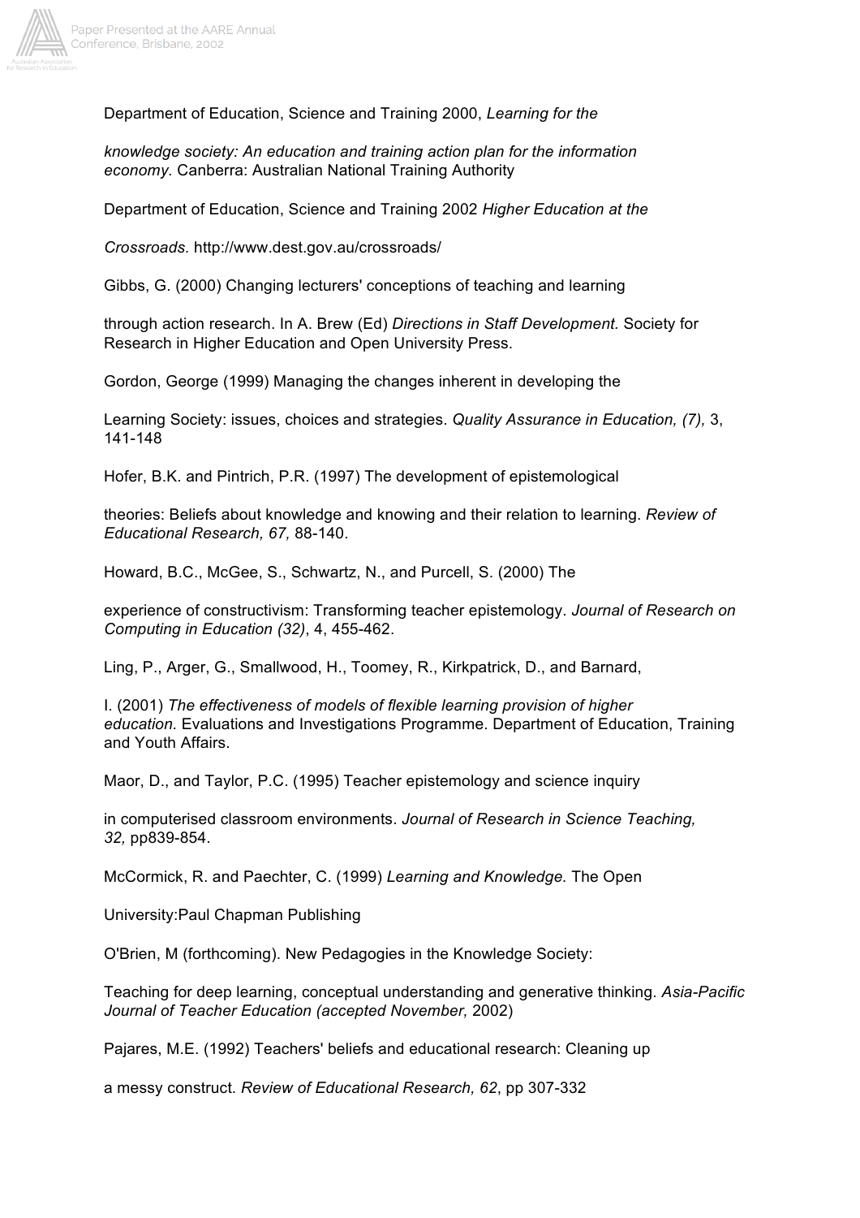Department of Education, Science and Training 2000, *Learning for the knowledge society: An education and training action plan for the information economy.* Canberra: Australian National Training Authority

Department of Education, Science and Training 2002 *Higher Education at the Crossroads.* http://www.dest.gov.au/crossroads/

Gibbs, G. (2000) Changing lecturers' conceptions of teaching and learning through action research. In A. Brew (Ed) *Directions in Staff Development.* Society for Research in Higher Education and Open University Press.

Gordon, George (1999) Managing the changes inherent in developing the Learning Society: issues, choices and strategies. *Quality Assurance in Education, (7),* 3, 141-148

Hofer, B.K. and Pintrich, P.R. (1997) The development of epistemological theories: Beliefs about knowledge and knowing and their relation to learning. *Review of Educational Research, 67,* 88-140.

Howard, B.C., McGee, S., Schwartz, N., and Purcell, S. (2000) The experience of constructivism: Transforming teacher epistemology. *Journal of Research on Computing in Education (32)*, 4, 455-462.

Ling, P., Arger, G., Smallwood, H., Toomey, R., Kirkpatrick, D., and Barnard, I. (2001) *The effectiveness of models of flexible learning provision of higher education.* Evaluations and Investigations Programme. Department of Education, Training and Youth Affairs.

Maor, D., and Taylor, P.C. (1995) Teacher epistemology and science inquiry in computerised classroom environments. *Journal of Research in Science Teaching, 32,* pp839-854.

McCormick, R. and Paechter, C. (1999) *Learning and Knowledge.* The Open University:Paul Chapman Publishing

O'Brien, M (forthcoming). New Pedagogies in the Knowledge Society: Teaching for deep learning, conceptual understanding and generative thinking. *Asia-Pacific Journal of Teacher Education (accepted November,* 2002)

Pajares, M.E. (1992) Teachers' beliefs and educational research: Cleaning up a messy construct. *Review of Educational Research, 62*, pp 307-332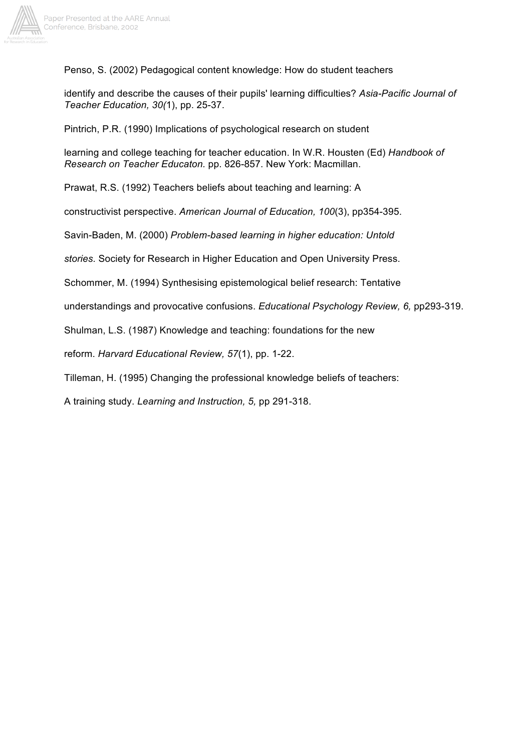Penso, S. (2002) Pedagogical content knowledge: How do student teachers identify and describe the causes of their pupils' learning difficulties? *Asia-Pacific Journal of Teacher Education, 30(*1), pp. 25-37.

Pintrich, P.R. (1990) Implications of psychological research on student learning and college teaching for teacher education. In W.R. Housten (Ed) *Handbook of Research on Teacher Educaton.* pp. 826-857. New York: Macmillan.

Prawat, R.S. (1992) Teachers beliefs about teaching and learning: A constructivist perspective. *American Journal of Education, 100*(3), pp354-395.

Savin-Baden, M. (2000) *Problem-based learning in higher education: Untold stories.* Society for Research in Higher Education and Open University Press.

Schommer, M. (1994) Synthesising epistemological belief research: Tentative understandings and provocative confusions. *Educational Psychology Review, 6,* pp293-319.

Shulman, L.S. (1987) Knowledge and teaching: foundations for the new reform. *Harvard Educational Review, 57*(1), pp. 1-22.

Tilleman, H. (1995) Changing the professional knowledge beliefs of teachers: A training study. *Learning and Instruction, 5,* pp 291-318.